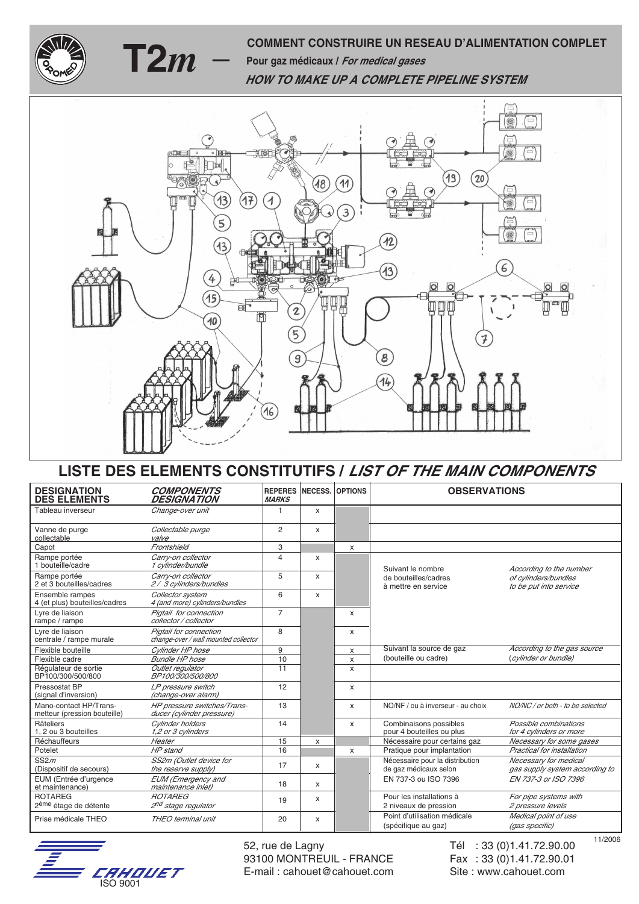# T2*m* — COMMENT CONSTRUIRE UN RESEAU D'ALIMENTATION COMPLET

**Pour gaz médicaux / *For medical gases***

***HOW TO MAKE UP A COMPLETE PIPELINE SYSTEM***

## LISTE DES ELEMENTS CONSTITUTIFS / *LIST OF THE MAIN COMPONENTS*

| DESIGNATION DES ELEMENTS | *COMPONENTS DESIGNATION* | REPERES *MARKS* | NECESS. | OPTIONS | OBSERVATIONS | |
|---|---|---|---|---|---|---|
| Tableau inverseur | *Change-over unit* | 1 | x | | | |
| Vanne de purge collectable | *Collectable purge valve* | 2 | x | | | |
| Capot | *Frontshield* | 3 | | x | | |
| Rampe portée 1 bouteille/cadre | *Carry-on collector 1 cylinder/bundle* | 4 | x | | Suivant le nombre de bouteilles/cadres à mettre en service | *According to the number of cylinders/bundles to be put into service* |
| Rampe portée 2 et 3 bouteilles/cadres | *Carry-on collector 2 / 3 cylinders/bundles* | 5 | x | | | |
| Ensemble rampes 4 (et plus) bouteilles/cadres | *Collector system 4 (and more) cylinders/bundles* | 6 | x | | | |
| Lyre de liaison rampe / rampe | *Pigtail for connection collector / collector* | 7 | | x | | |
| Lyre de liaison centrale / rampe murale | *Pigtail for connection change-over / wall mounted collector* | 8 | | x | | |
| Flexible bouteille | *Cylinder HP hose* | 9 | | x | Suivant la source de gaz (bouteille ou cadre) | *According to the gas source (cylinder or bundle)* |
| Flexible cadre | *Bundle HP hose* | 10 | | x | | |
| Régulateur de sortie BP100/300/500/800 | *Outlet regulator BP100/300/500/800* | 11 | | x | | |
| Pressostat BP (signal d'inversion) | *LP pressure switch (change-over alarm)* | 12 | | x | | |
| Mano-contact HP/Transmetteur (pression bouteille) | *HP pressure switches/Transducer (cylinder pressure)* | 13 | | x | NO/NF / ou à inverseur - au choix | *NO/NC / or both - to be selected* |
| Râteliers 1, 2 ou 3 bouteilles | *Cylinder holders 1,2 or 3 cylinders* | 14 | | x | Combinaisons possibles pour 4 bouteilles ou plus | *Possible combinations for 4 cylinders or more* |
| Réchauffeurs | *Heater* | 15 | x | | Nécessaire pour certains gaz | *Necessary for some gases* |
| Potelet | *HP stand* | 16 | | x | Pratique pour implantation | *Practical for installation* |
| SS2*m* (Dispositif de secours) | *SS2m (Outlet device for the reserve supply)* | 17 | x | | Nécessaire pour la distribution de gaz médicaux selon EN 737-3 ou ISO 7396 | *Necessary for medical gas supply system according to EN 737-3 or ISO 7396* |
| EUM (Entrée d'urgence et maintenance) | *EUM (Emergency and maintenance inlet)* | 18 | x | | | |
| ROTAREG 2ème étage de détente | *ROTAREG 2nd stage regulator* | 19 | x | | Pour les installations à 2 niveaux de pression | *For pipe systems with 2 pressure levels* |
| Prise médicale THEO | *THEO terminal unit* | 20 | x | | Point d'utilisation médicale (spécifique au gaz) | *Medical point of use (gas specific)* |

CAHOUET — ISO 9001

52, rue de Lagny
93100 MONTREUIL - FRANCE
E-mail : cahouet@cahouet.com

Tél : 33 (0)1.41.72.90.00
Fax : 33 (0)1.41.72.90.01
Site : www.cahouet.com

11/2006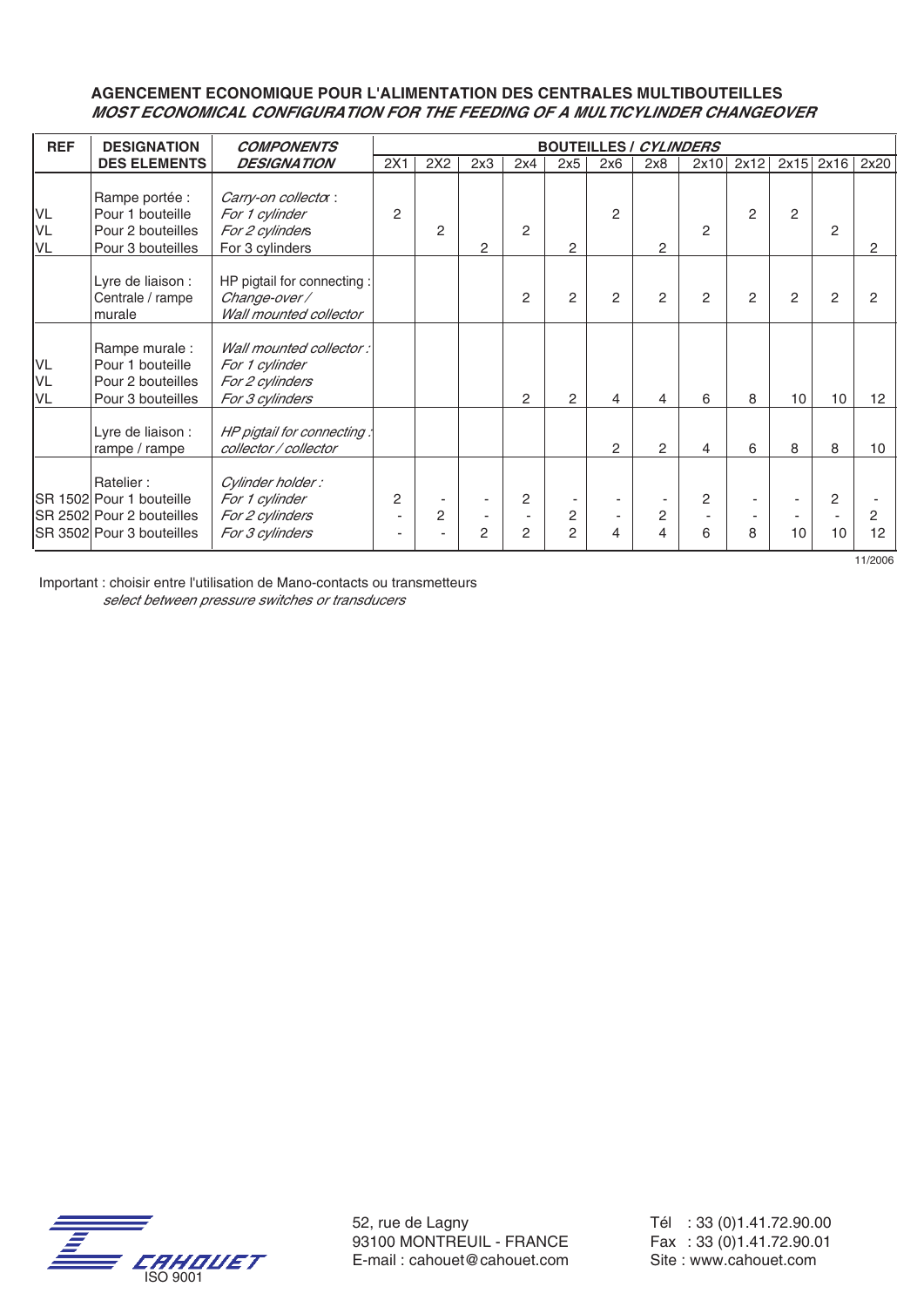**AGENCEMENT ECONOMIQUE POUR L'ALIMENTATION DES CENTRALES MULTIBOUTEILLES**
***MOST ECONOMICAL CONFIGURATION FOR THE FEEDING OF A MULTICYLINDER CHANGEOVER***

| REF | DESIGNATION DES ELEMENTS | *COMPONENTS DESIGNATION* | BOUTEILLES / *CYLINDERS* | | | | | | | | | | | |
|---|---|---|---|---|---|---|---|---|---|---|---|---|---|---|
| | | | 2X1 | 2X2 | 2x3 | 2x4 | 2x5 | 2x6 | 2x8 | 2x10 | 2x12 | 2x15 | 2x16 | 2x20 |
| | Rampe portée : | *Carry-on collector :* | | | | | | | | | | | | |
| VL | Pour 1 bouteille | *For 1 cylinder* | 2 | | | | | 2 | | | 2 | 2 | | |
| VL | Pour 2 bouteilles | *For 2 cylinders* | | 2 | | 2 | | | | 2 | | | 2 | |
| VL | Pour 3 bouteilles | For 3 cylinders | | | 2 | | 2 | | 2 | | | | | 2 |
| | Lyre de liaison : Centrale / rampe murale | HP pigtail for connecting : *Change-over / Wall mounted collector* | | | | 2 | 2 | 2 | 2 | 2 | 2 | 2 | 2 | 2 |
| | Rampe murale : | *Wall mounted collector :* | | | | | | | | | | | | |
| VL | Pour 1 bouteille | *For 1 cylinder* | | | | | | | | | | | | |
| VL | Pour 2 bouteilles | *For 2 cylinders* | | | | | | | | | | | | |
| VL | Pour 3 bouteilles | *For 3 cylinders* | | | | 2 | 2 | 4 | 4 | 6 | 8 | 10 | 10 | 12 |
| | Lyre de liaison : rampe / rampe | *HP pigtail for connecting : collector / collector* | | | | | | 2 | 2 | 4 | 6 | 8 | 8 | 10 |
| | Ratelier : | *Cylinder holder :* | | | | | | | | | | | | |
| SR 1502 | Pour 1 bouteille | *For 1 cylinder* | 2 | - | - | 2 | - | - | - | 2 | - | - | 2 | - |
| SR 2502 | Pour 2 bouteilles | *For 2 cylinders* | - | 2 | - | - | 2 | - | 2 | - | - | - | - | 2 |
| SR 3502 | Pour 3 bouteilles | *For 3 cylinders* | - | - | 2 | 2 | 2 | 4 | 4 | 6 | 8 | 10 | 10 | 12 |

11/2006

Important : choisir entre l'utilisation de Mano-contacts ou transmetteurs
*select between pressure switches or transducers*

CAHOUET
ISO 9001

52, rue de Lagny
93100 MONTREUIL - FRANCE
E-mail : cahouet@cahouet.com

Tél : 33 (0)1.41.72.90.00
Fax : 33 (0)1.41.72.90.01
Site : www.cahouet.com